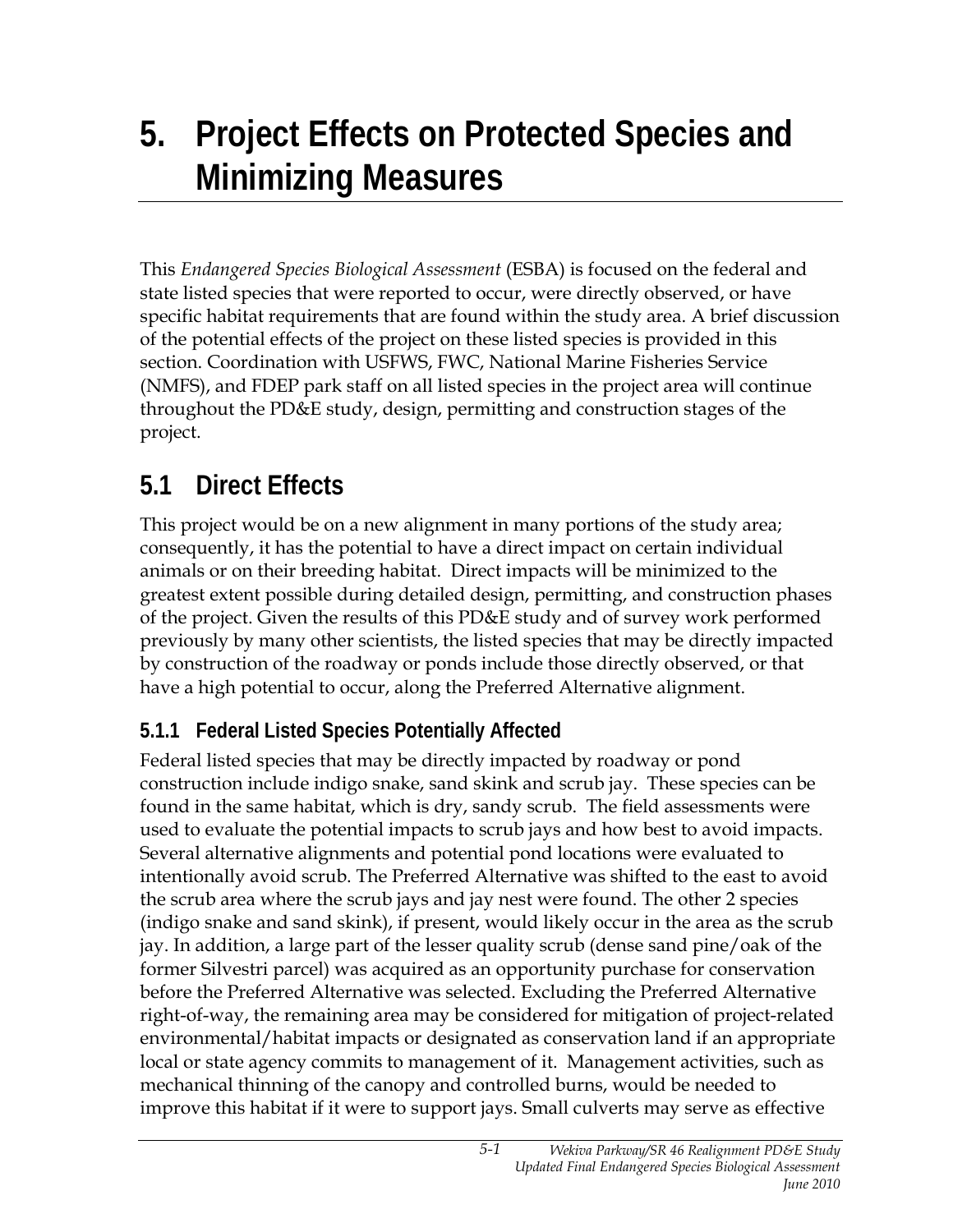# 5. Project Effects on Protected Species and Minimizing Measures

This *Endangered Species Biological Assessment* (ESBA) is focused on the federal and state listed species that were reported to occur, were directly observed, or have specific habitat requirements that are found within the study area. A brief discussion of the potential effects of the project on these listed species is provided in this section. Coordination with USFWS, FWC, National Marine Fisheries Service (NMFS), and FDEP park staff on all listed species in the project area will continue throughout the PD&E study, design, permitting and construction stages of the project.

## 5.1 Direct Effects

This project would be on a new alignment in many portions of the study area; consequently, it has the potential to have a direct impact on certain individual animals or on their breeding habitat. Direct impacts will be minimized to the greatest extent possible during detailed design, permitting, and construction phases of the project. Given the results of this PD&E study and of survey work performed previously by many other scientists, the listed species that may be directly impacted by construction of the roadway or ponds include those directly observed, or that have a high potential to occur, along the Preferred Alternative alignment.

### 5.1.1 Federal Listed Species Potentially Affected

Federal listed species that may be directly impacted by roadway or pond construction include indigo snake, sand skink and scrub jay. These species can be found in the same habitat, which is dry, sandy scrub. The field assessments were used to evaluate the potential impacts to scrub jays and how best to avoid impacts. Several alternative alignments and potential pond locations were evaluated to intentionally avoid scrub. The Preferred Alternative was shifted to the east to avoid the scrub area where the scrub jays and jay nest were found. The other 2 species (indigo snake and sand skink), if present, would likely occur in the area as the scrub jay. In addition, a large part of the lesser quality scrub (dense sand pine/oak of the former Silvestri parcel) was acquired as an opportunity purchase for conservation before the Preferred Alternative was selected. Excluding the Preferred Alternative right-of-way, the remaining area may be considered for mitigation of project-related environmental/habitat impacts or designated as conservation land if an appropriate local or state agency commits to management of it. Management activities, such as mechanical thinning of the canopy and controlled burns, would be needed to improve this habitat if it were to support jays. Small culverts may serve as effective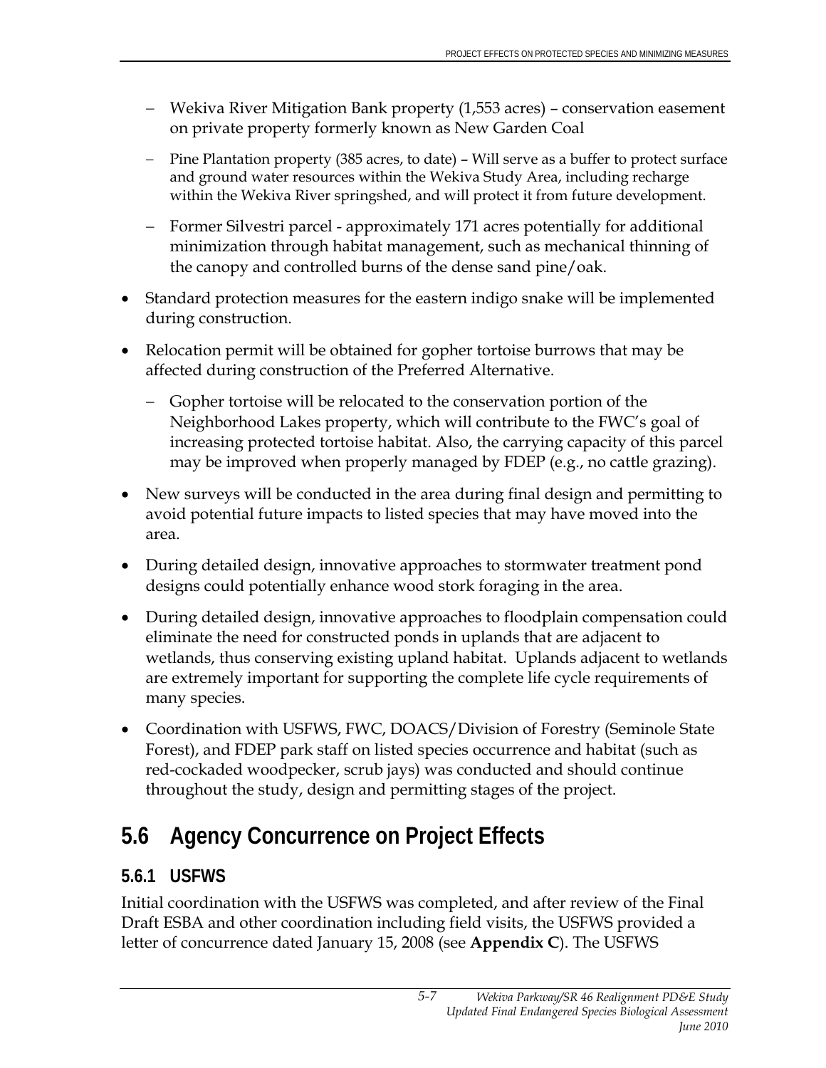- Wekiva River Mitigation Bank property (1,553 acres) – conservation easement on private property formerly known as New Garden Coal
- Pine Plantation property (385 acres, to date) – Will serve as a buffer to protect surface and ground water resources within the Wekiva Study Area, including recharge within the Wekiva River springshed, and will protect it from future development.
- Former Silvestri parcel - approximately 171 acres potentially for additional minimization through habitat management, such as mechanical thinning of the canopy and controlled burns of the dense sand pine/oak.

- Standard protection measures for the eastern indigo snake will be implemented during construction.
- Relocation permit will be obtained for gopher tortoise burrows that may be affected during construction of the Preferred Alternative.
  - Gopher tortoise will be relocated to the conservation portion of the Neighborhood Lakes property, which will contribute to the FWC's goal of increasing protected tortoise habitat. Also, the carrying capacity of this parcel may be improved when properly managed by FDEP (e.g., no cattle grazing).
- New surveys will be conducted in the area during final design and permitting to avoid potential future impacts to listed species that may have moved into the area.
- During detailed design, innovative approaches to stormwater treatment pond designs could potentially enhance wood stork foraging in the area.
- During detailed design, innovative approaches to floodplain compensation could eliminate the need for constructed ponds in uplands that are adjacent to wetlands, thus conserving existing upland habitat. Uplands adjacent to wetlands are extremely important for supporting the complete life cycle requirements of many species.
- Coordination with USFWS, FWC, DOACS/Division of Forestry (Seminole State Forest), and FDEP park staff on listed species occurrence and habitat (such as red-cockaded woodpecker, scrub jays) was conducted and should continue throughout the study, design and permitting stages of the project.

## 5.6 Agency Concurrence on Project Effects

### 5.6.1 USFWS

Initial coordination with the USFWS was completed, and after review of the Final Draft ESBA and other coordination including field visits, the USFWS provided a letter of concurrence dated January 15, 2008 (see **Appendix C**). The USFWS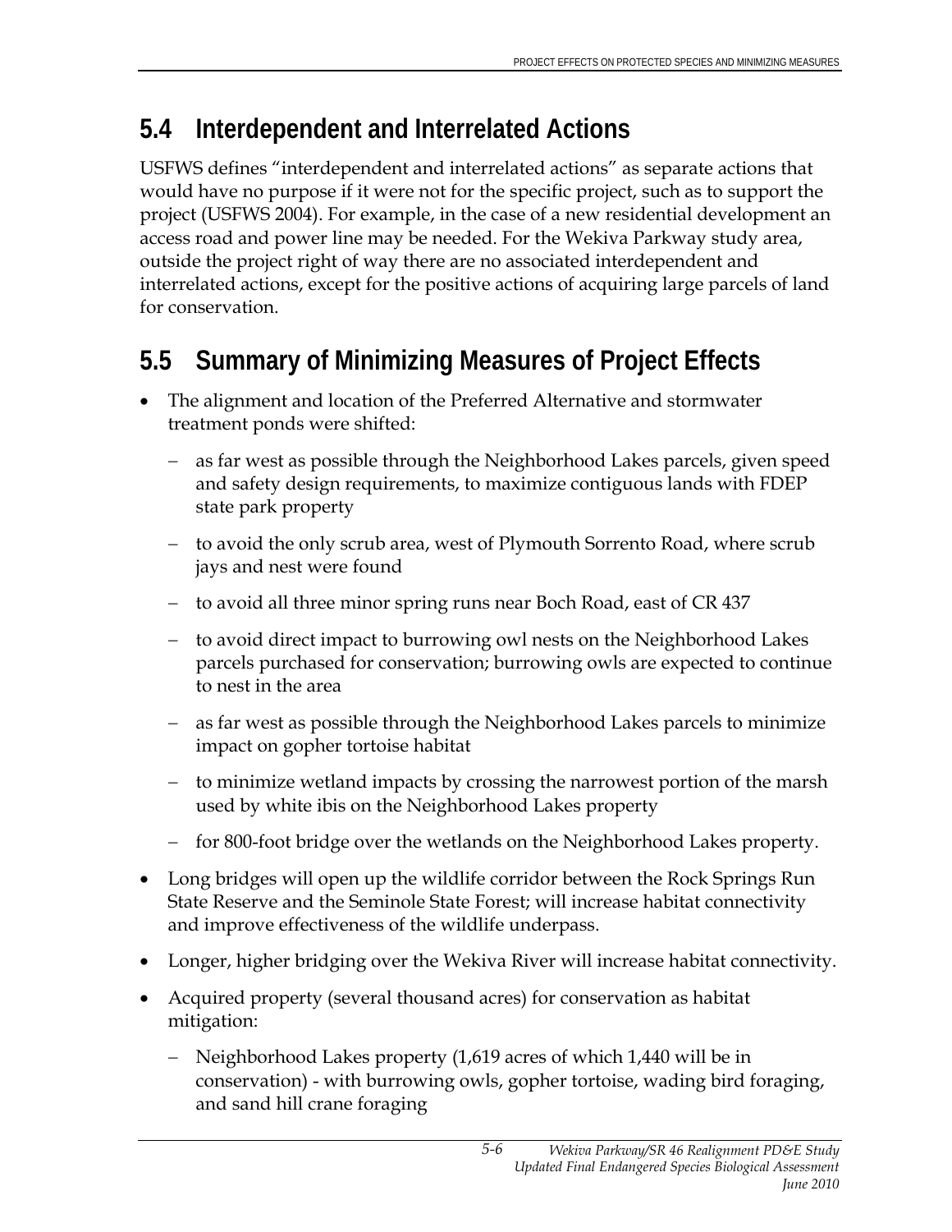## 5.4 Interdependent and Interrelated Actions

USFWS defines "interdependent and interrelated actions" as separate actions that would have no purpose if it were not for the specific project, such as to support the project (USFWS 2004). For example, in the case of a new residential development an access road and power line may be needed. For the Wekiva Parkway study area, outside the project right of way there are no associated interdependent and interrelated actions, except for the positive actions of acquiring large parcels of land for conservation.

## 5.5 Summary of Minimizing Measures of Project Effects

- The alignment and location of the Preferred Alternative and stormwater treatment ponds were shifted:
  - as far west as possible through the Neighborhood Lakes parcels, given speed and safety design requirements, to maximize contiguous lands with FDEP state park property
  - to avoid the only scrub area, west of Plymouth Sorrento Road, where scrub jays and nest were found
  - to avoid all three minor spring runs near Boch Road, east of CR 437
  - to avoid direct impact to burrowing owl nests on the Neighborhood Lakes parcels purchased for conservation; burrowing owls are expected to continue to nest in the area
  - as far west as possible through the Neighborhood Lakes parcels to minimize impact on gopher tortoise habitat
  - to minimize wetland impacts by crossing the narrowest portion of the marsh used by white ibis on the Neighborhood Lakes property
  - for 800-foot bridge over the wetlands on the Neighborhood Lakes property.
- Long bridges will open up the wildlife corridor between the Rock Springs Run State Reserve and the Seminole State Forest; will increase habitat connectivity and improve effectiveness of the wildlife underpass.
- Longer, higher bridging over the Wekiva River will increase habitat connectivity.
- Acquired property (several thousand acres) for conservation as habitat mitigation:
  - Neighborhood Lakes property (1,619 acres of which 1,440 will be in conservation) - with burrowing owls, gopher tortoise, wading bird foraging, and sand hill crane foraging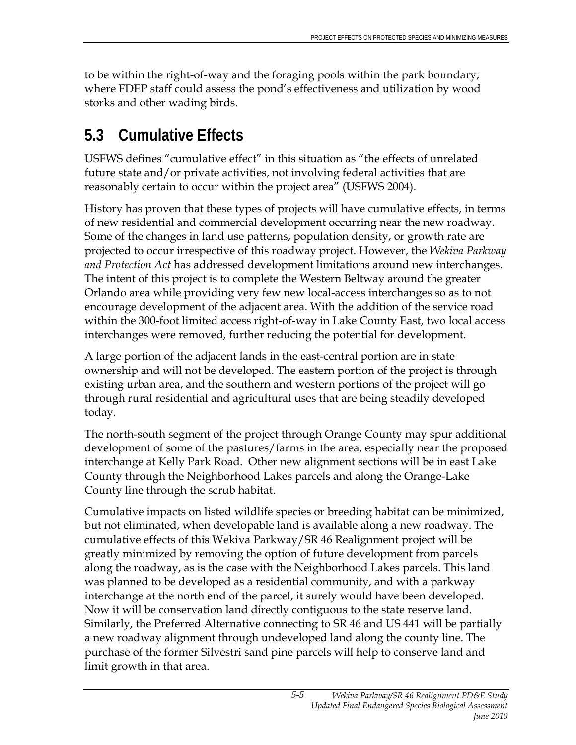to be within the right-of-way and the foraging pools within the park boundary; where FDEP staff could assess the pond's effectiveness and utilization by wood storks and other wading birds.

## 5.3 Cumulative Effects

USFWS defines "cumulative effect" in this situation as "the effects of unrelated future state and/or private activities, not involving federal activities that are reasonably certain to occur within the project area" (USFWS 2004).

History has proven that these types of projects will have cumulative effects, in terms of new residential and commercial development occurring near the new roadway. Some of the changes in land use patterns, population density, or growth rate are projected to occur irrespective of this roadway project. However, the *Wekiva Parkway and Protection Act* has addressed development limitations around new interchanges. The intent of this project is to complete the Western Beltway around the greater Orlando area while providing very few new local-access interchanges so as to not encourage development of the adjacent area. With the addition of the service road within the 300-foot limited access right-of-way in Lake County East, two local access interchanges were removed, further reducing the potential for development.

A large portion of the adjacent lands in the east-central portion are in state ownership and will not be developed. The eastern portion of the project is through existing urban area, and the southern and western portions of the project will go through rural residential and agricultural uses that are being steadily developed today.

The north-south segment of the project through Orange County may spur additional development of some of the pastures/farms in the area, especially near the proposed interchange at Kelly Park Road. Other new alignment sections will be in east Lake County through the Neighborhood Lakes parcels and along the Orange-Lake County line through the scrub habitat.

Cumulative impacts on listed wildlife species or breeding habitat can be minimized, but not eliminated, when developable land is available along a new roadway. The cumulative effects of this Wekiva Parkway/SR 46 Realignment project will be greatly minimized by removing the option of future development from parcels along the roadway, as is the case with the Neighborhood Lakes parcels. This land was planned to be developed as a residential community, and with a parkway interchange at the north end of the parcel, it surely would have been developed. Now it will be conservation land directly contiguous to the state reserve land. Similarly, the Preferred Alternative connecting to SR 46 and US 441 will be partially a new roadway alignment through undeveloped land along the county line. The purchase of the former Silvestri sand pine parcels will help to conserve land and limit growth in that area.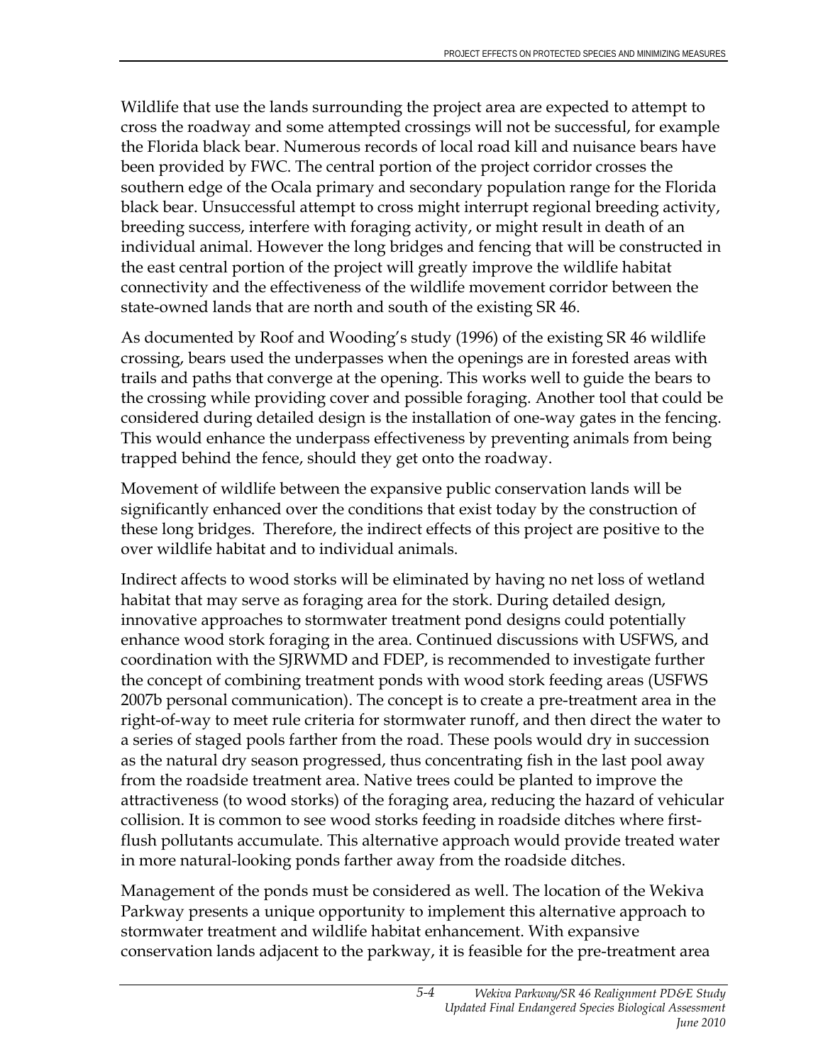Wildlife that use the lands surrounding the project area are expected to attempt to cross the roadway and some attempted crossings will not be successful, for example the Florida black bear. Numerous records of local road kill and nuisance bears have been provided by FWC. The central portion of the project corridor crosses the southern edge of the Ocala primary and secondary population range for the Florida black bear. Unsuccessful attempt to cross might interrupt regional breeding activity, breeding success, interfere with foraging activity, or might result in death of an individual animal. However the long bridges and fencing that will be constructed in the east central portion of the project will greatly improve the wildlife habitat connectivity and the effectiveness of the wildlife movement corridor between the state-owned lands that are north and south of the existing SR 46.

As documented by Roof and Wooding's study (1996) of the existing SR 46 wildlife crossing, bears used the underpasses when the openings are in forested areas with trails and paths that converge at the opening. This works well to guide the bears to the crossing while providing cover and possible foraging. Another tool that could be considered during detailed design is the installation of one-way gates in the fencing. This would enhance the underpass effectiveness by preventing animals from being trapped behind the fence, should they get onto the roadway.

Movement of wildlife between the expansive public conservation lands will be significantly enhanced over the conditions that exist today by the construction of these long bridges. Therefore, the indirect effects of this project are positive to the over wildlife habitat and to individual animals.

Indirect affects to wood storks will be eliminated by having no net loss of wetland habitat that may serve as foraging area for the stork. During detailed design, innovative approaches to stormwater treatment pond designs could potentially enhance wood stork foraging in the area. Continued discussions with USFWS, and coordination with the SJRWMD and FDEP, is recommended to investigate further the concept of combining treatment ponds with wood stork feeding areas (USFWS 2007b personal communication). The concept is to create a pre-treatment area in the right-of-way to meet rule criteria for stormwater runoff, and then direct the water to a series of staged pools farther from the road. These pools would dry in succession as the natural dry season progressed, thus concentrating fish in the last pool away from the roadside treatment area. Native trees could be planted to improve the attractiveness (to wood storks) of the foraging area, reducing the hazard of vehicular collision. It is common to see wood storks feeding in roadside ditches where first-flush pollutants accumulate. This alternative approach would provide treated water in more natural-looking ponds farther away from the roadside ditches.

Management of the ponds must be considered as well. The location of the Wekiva Parkway presents a unique opportunity to implement this alternative approach to stormwater treatment and wildlife habitat enhancement. With expansive conservation lands adjacent to the parkway, it is feasible for the pre-treatment area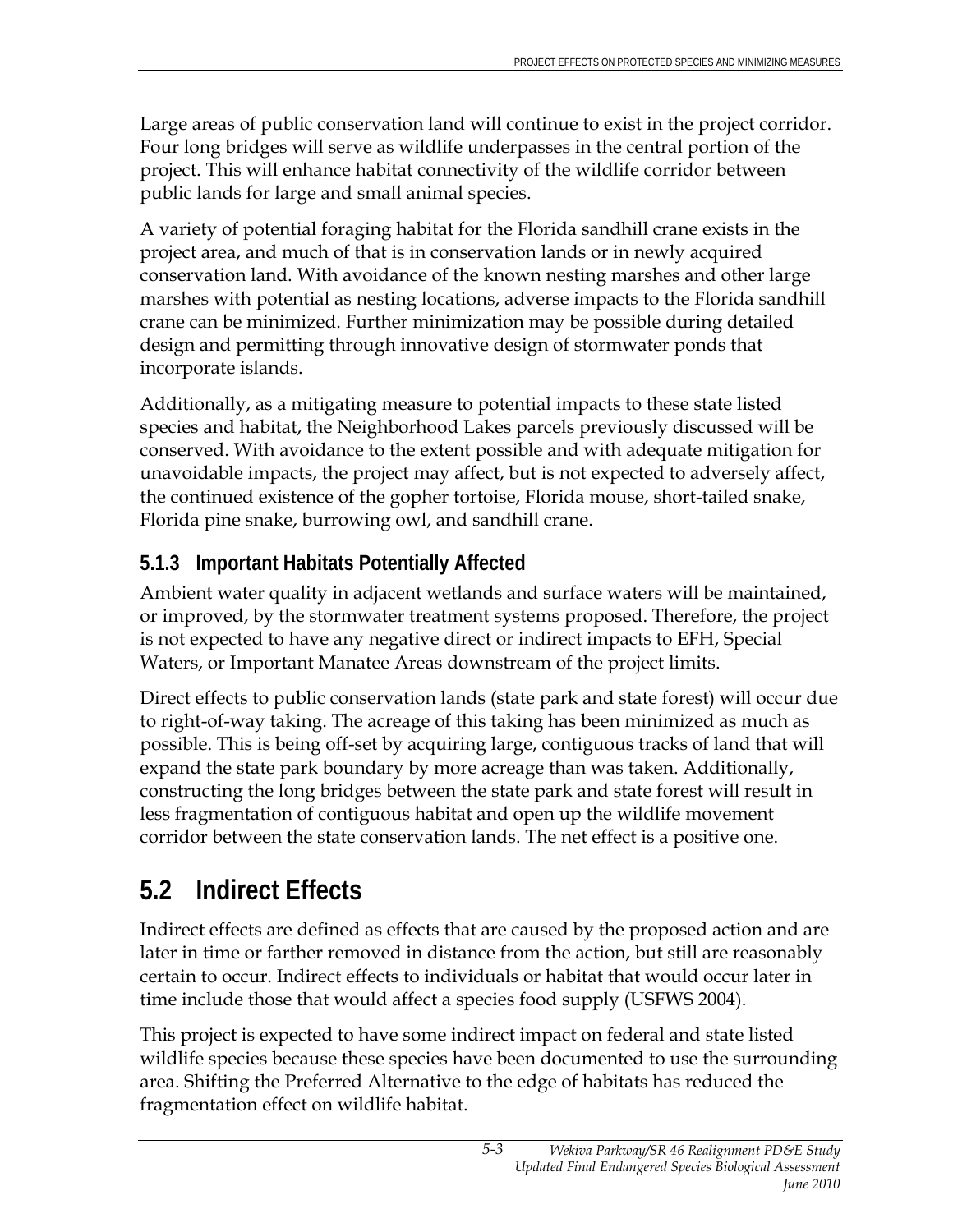Large areas of public conservation land will continue to exist in the project corridor. Four long bridges will serve as wildlife underpasses in the central portion of the project. This will enhance habitat connectivity of the wildlife corridor between public lands for large and small animal species.

A variety of potential foraging habitat for the Florida sandhill crane exists in the project area, and much of that is in conservation lands or in newly acquired conservation land. With avoidance of the known nesting marshes and other large marshes with potential as nesting locations, adverse impacts to the Florida sandhill crane can be minimized. Further minimization may be possible during detailed design and permitting through innovative design of stormwater ponds that incorporate islands.

Additionally, as a mitigating measure to potential impacts to these state listed species and habitat, the Neighborhood Lakes parcels previously discussed will be conserved. With avoidance to the extent possible and with adequate mitigation for unavoidable impacts, the project may affect, but is not expected to adversely affect, the continued existence of the gopher tortoise, Florida mouse, short-tailed snake, Florida pine snake, burrowing owl, and sandhill crane.

### 5.1.3 Important Habitats Potentially Affected

Ambient water quality in adjacent wetlands and surface waters will be maintained, or improved, by the stormwater treatment systems proposed. Therefore, the project is not expected to have any negative direct or indirect impacts to EFH, Special Waters, or Important Manatee Areas downstream of the project limits.

Direct effects to public conservation lands (state park and state forest) will occur due to right-of-way taking. The acreage of this taking has been minimized as much as possible. This is being off-set by acquiring large, contiguous tracks of land that will expand the state park boundary by more acreage than was taken. Additionally, constructing the long bridges between the state park and state forest will result in less fragmentation of contiguous habitat and open up the wildlife movement corridor between the state conservation lands. The net effect is a positive one.

## 5.2 Indirect Effects

Indirect effects are defined as effects that are caused by the proposed action and are later in time or farther removed in distance from the action, but still are reasonably certain to occur. Indirect effects to individuals or habitat that would occur later in time include those that would affect a species food supply (USFWS 2004).

This project is expected to have some indirect impact on federal and state listed wildlife species because these species have been documented to use the surrounding area. Shifting the Preferred Alternative to the edge of habitats has reduced the fragmentation effect on wildlife habitat.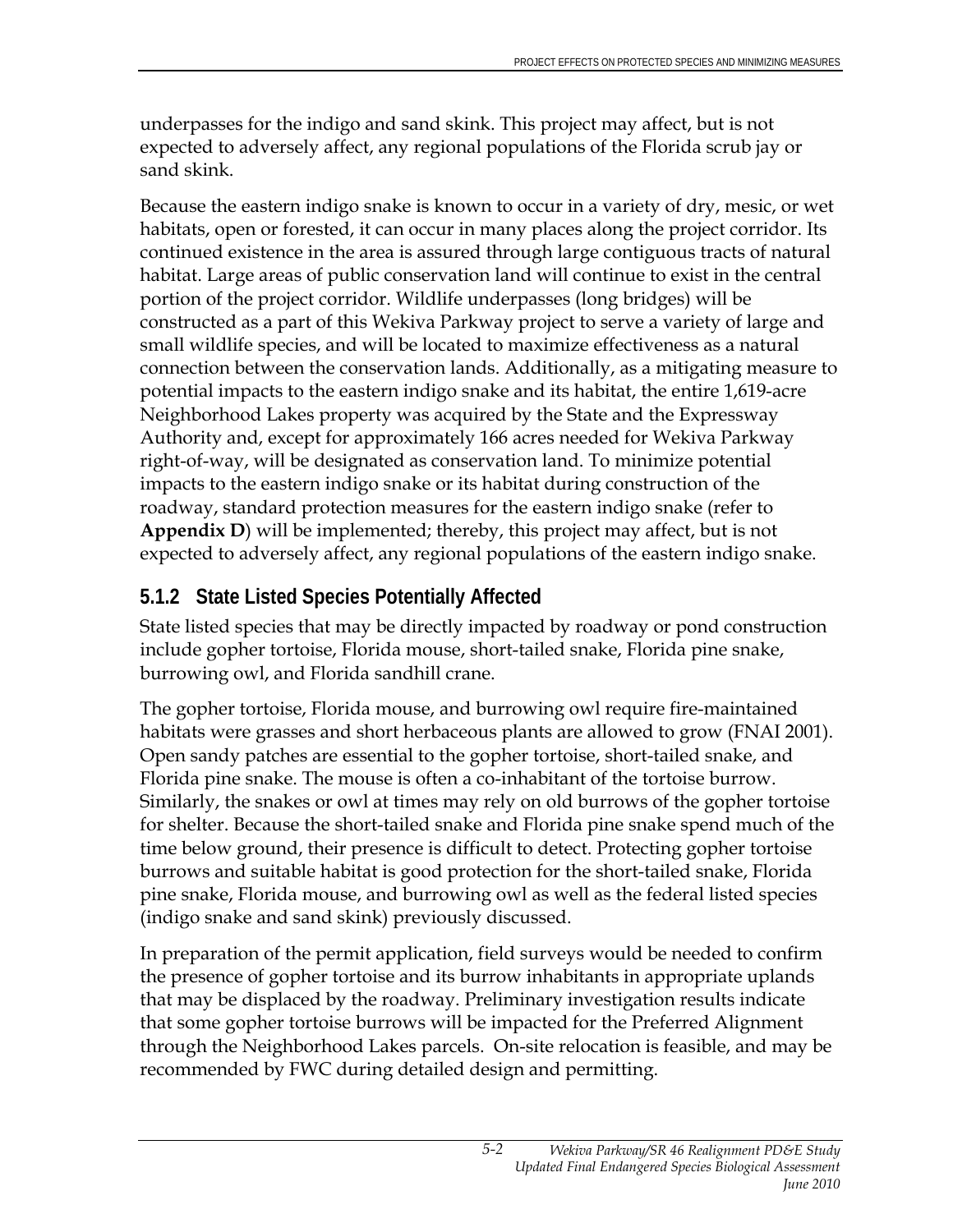underpasses for the indigo and sand skink. This project may affect, but is not expected to adversely affect, any regional populations of the Florida scrub jay or sand skink.

Because the eastern indigo snake is known to occur in a variety of dry, mesic, or wet habitats, open or forested, it can occur in many places along the project corridor. Its continued existence in the area is assured through large contiguous tracts of natural habitat. Large areas of public conservation land will continue to exist in the central portion of the project corridor. Wildlife underpasses (long bridges) will be constructed as a part of this Wekiva Parkway project to serve a variety of large and small wildlife species, and will be located to maximize effectiveness as a natural connection between the conservation lands. Additionally, as a mitigating measure to potential impacts to the eastern indigo snake and its habitat, the entire 1,619-acre Neighborhood Lakes property was acquired by the State and the Expressway Authority and, except for approximately 166 acres needed for Wekiva Parkway right-of-way, will be designated as conservation land. To minimize potential impacts to the eastern indigo snake or its habitat during construction of the roadway, standard protection measures for the eastern indigo snake (refer to **Appendix D**) will be implemented; thereby, this project may affect, but is not expected to adversely affect, any regional populations of the eastern indigo snake.

### 5.1.2 State Listed Species Potentially Affected

State listed species that may be directly impacted by roadway or pond construction include gopher tortoise, Florida mouse, short-tailed snake, Florida pine snake, burrowing owl, and Florida sandhill crane.

The gopher tortoise, Florida mouse, and burrowing owl require fire-maintained habitats were grasses and short herbaceous plants are allowed to grow (FNAI 2001). Open sandy patches are essential to the gopher tortoise, short-tailed snake, and Florida pine snake. The mouse is often a co-inhabitant of the tortoise burrow. Similarly, the snakes or owl at times may rely on old burrows of the gopher tortoise for shelter. Because the short-tailed snake and Florida pine snake spend much of the time below ground, their presence is difficult to detect. Protecting gopher tortoise burrows and suitable habitat is good protection for the short-tailed snake, Florida pine snake, Florida mouse, and burrowing owl as well as the federal listed species (indigo snake and sand skink) previously discussed.

In preparation of the permit application, field surveys would be needed to confirm the presence of gopher tortoise and its burrow inhabitants in appropriate uplands that may be displaced by the roadway. Preliminary investigation results indicate that some gopher tortoise burrows will be impacted for the Preferred Alignment through the Neighborhood Lakes parcels. On-site relocation is feasible, and may be recommended by FWC during detailed design and permitting.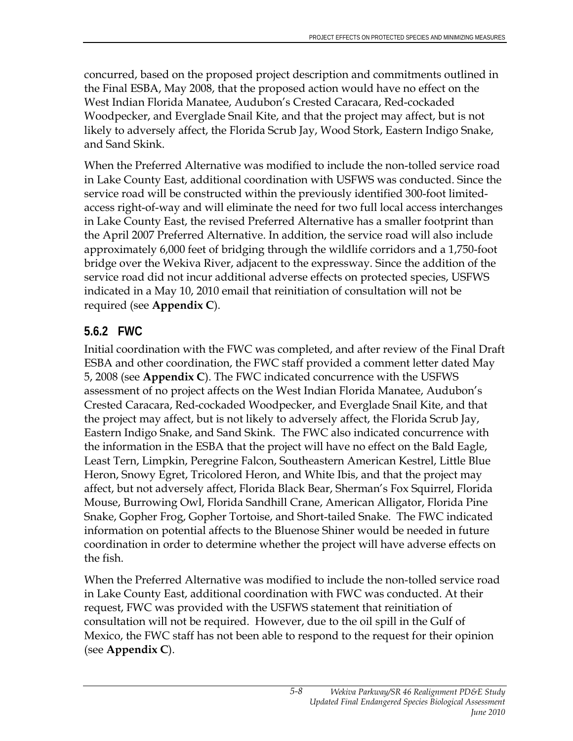concurred, based on the proposed project description and commitments outlined in the Final ESBA, May 2008, that the proposed action would have no effect on the West Indian Florida Manatee, Audubon's Crested Caracara, Red-cockaded Woodpecker, and Everglade Snail Kite, and that the project may affect, but is not likely to adversely affect, the Florida Scrub Jay, Wood Stork, Eastern Indigo Snake, and Sand Skink.

When the Preferred Alternative was modified to include the non-tolled service road in Lake County East, additional coordination with USFWS was conducted. Since the service road will be constructed within the previously identified 300-foot limited-access right-of-way and will eliminate the need for two full local access interchanges in Lake County East, the revised Preferred Alternative has a smaller footprint than the April 2007 Preferred Alternative. In addition, the service road will also include approximately 6,000 feet of bridging through the wildlife corridors and a 1,750-foot bridge over the Wekiva River, adjacent to the expressway. Since the addition of the service road did not incur additional adverse effects on protected species, USFWS indicated in a May 10, 2010 email that reinitiation of consultation will not be required (see **Appendix C**).

### 5.6.2 FWC

Initial coordination with the FWC was completed, and after review of the Final Draft ESBA and other coordination, the FWC staff provided a comment letter dated May 5, 2008 (see **Appendix C**). The FWC indicated concurrence with the USFWS assessment of no project affects on the West Indian Florida Manatee, Audubon's Crested Caracara, Red-cockaded Woodpecker, and Everglade Snail Kite, and that the project may affect, but is not likely to adversely affect, the Florida Scrub Jay, Eastern Indigo Snake, and Sand Skink. The FWC also indicated concurrence with the information in the ESBA that the project will have no effect on the Bald Eagle, Least Tern, Limpkin, Peregrine Falcon, Southeastern American Kestrel, Little Blue Heron, Snowy Egret, Tricolored Heron, and White Ibis, and that the project may affect, but not adversely affect, Florida Black Bear, Sherman's Fox Squirrel, Florida Mouse, Burrowing Owl, Florida Sandhill Crane, American Alligator, Florida Pine Snake, Gopher Frog, Gopher Tortoise, and Short-tailed Snake. The FWC indicated information on potential affects to the Bluenose Shiner would be needed in future coordination in order to determine whether the project will have adverse effects on the fish.

When the Preferred Alternative was modified to include the non-tolled service road in Lake County East, additional coordination with FWC was conducted. At their request, FWC was provided with the USFWS statement that reinitiation of consultation will not be required. However, due to the oil spill in the Gulf of Mexico, the FWC staff has not been able to respond to the request for their opinion (see **Appendix C**).